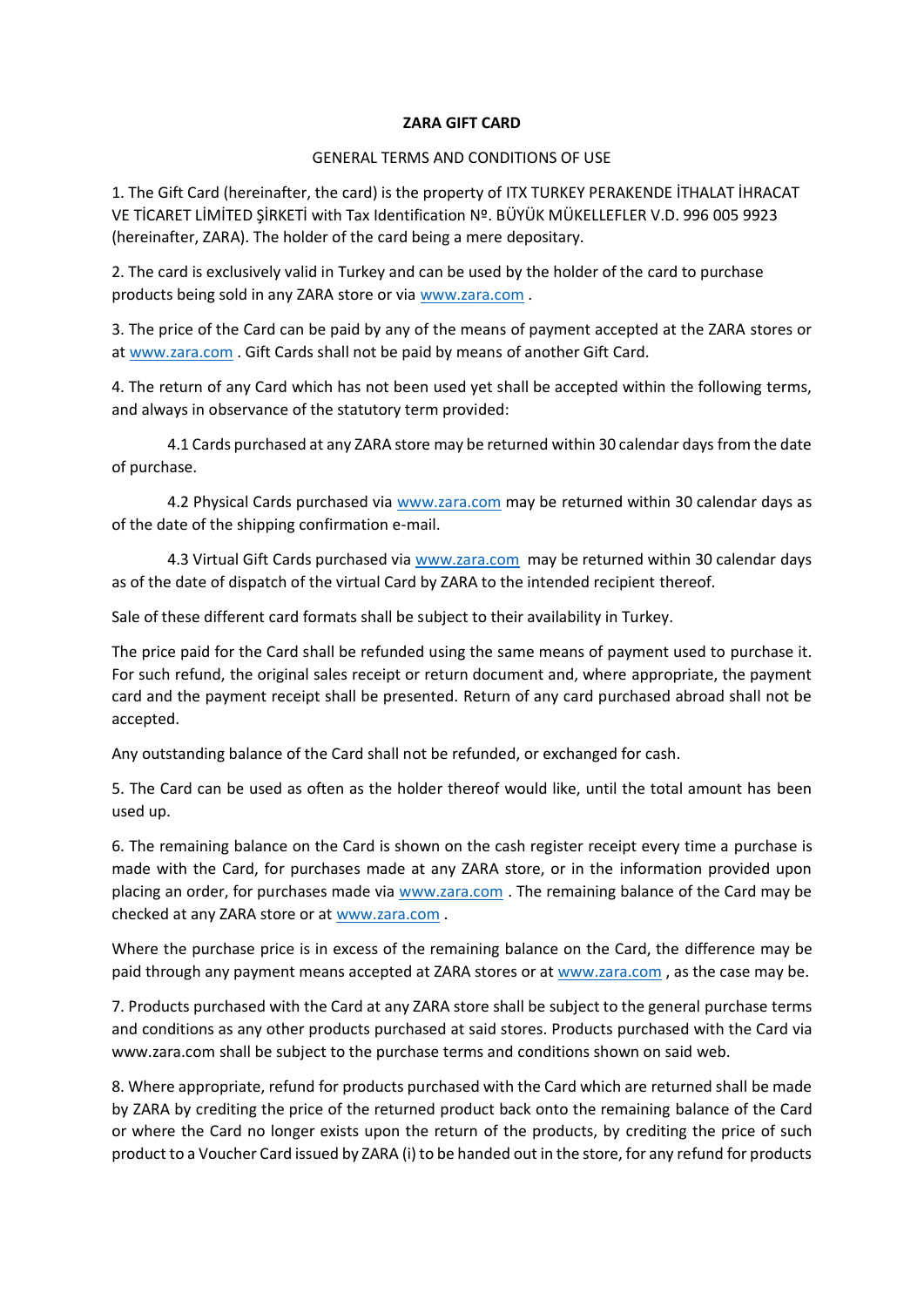**ZARA GIFT CARD**

GENERAL TERMS AND CONDITIONS OF USE

1. The Gift Card (hereinafter, the card) is the property of ITX TURKEY PERAKENDE İTHALAT İHRACAT VE TİCARET LİMİTED ŞİRKETİ with Tax Identification Nº. BÜYÜK MÜKELLEFLER V.D. 996 005 9923 (hereinafter, ZARA). The holder of the card being a mere depositary.

2. The card is exclusively valid in Turkey and can be used by the holder of the card to purchase products being sold in any ZARA store or via www.zara.com .

3. The price of the Card can be paid by any of the means of payment accepted at the ZARA stores or at www.zara.com . Gift Cards shall not be paid by means of another Gift Card.

4. The return of any Card which has not been used yet shall be accepted within the following terms, and always in observance of the statutory term provided:

4.1 Cards purchased at any ZARA store may be returned within 30 calendar days from the date of purchase.

4.2 Physical Cards purchased via www.zara.com may be returned within 30 calendar days as of the date of the shipping confirmation e-mail.

4.3 Virtual Gift Cards purchased via www.zara.com may be returned within 30 calendar days as of the date of dispatch of the virtual Card by ZARA to the intended recipient thereof.

Sale of these different card formats shall be subject to their availability in Turkey.

The price paid for the Card shall be refunded using the same means of payment used to purchase it. For such refund, the original sales receipt or return document and, where appropriate, the payment card and the payment receipt shall be presented. Return of any card purchased abroad shall not be accepted.

Any outstanding balance of the Card shall not be refunded, or exchanged for cash.

5. The Card can be used as often as the holder thereof would like, until the total amount has been used up.

6. The remaining balance on the Card is shown on the cash register receipt every time a purchase is made with the Card, for purchases made at any ZARA store, or in the information provided upon placing an order, for purchases made via www.zara.com . The remaining balance of the Card may be checked at any ZARA store or at www.zara.com .

Where the purchase price is in excess of the remaining balance on the Card, the difference may be paid through any payment means accepted at ZARA stores or at www.zara.com , as the case may be.

7. Products purchased with the Card at any ZARA store shall be subject to the general purchase terms and conditions as any other products purchased at said stores. Products purchased with the Card via www.zara.com shall be subject to the purchase terms and conditions shown on said web.

8. Where appropriate, refund for products purchased with the Card which are returned shall be made by ZARA by crediting the price of the returned product back onto the remaining balance of the Card or where the Card no longer exists upon the return of the products, by crediting the price of such product to a Voucher Card issued by ZARA (i) to be handed out in the store, for any refund for products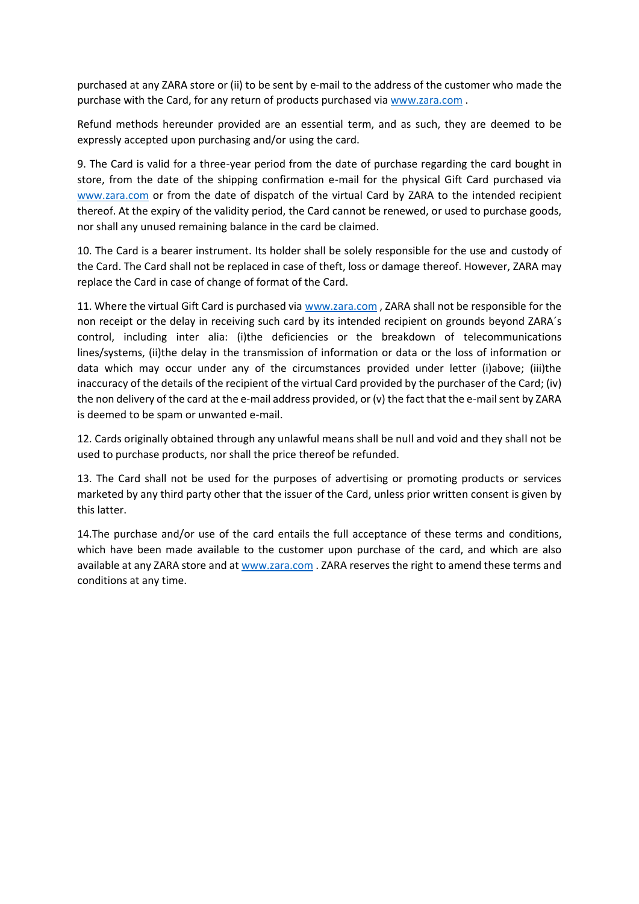purchased at any ZARA store or (ii) to be sent by e-mail to the address of the customer who made the purchase with the Card, for any return of products purchased via www.zara.com .

Refund methods hereunder provided are an essential term, and as such, they are deemed to be expressly accepted upon purchasing and/or using the card.

9. The Card is valid for a three-year period from the date of purchase regarding the card bought in store, from the date of the shipping confirmation e-mail for the physical Gift Card purchased via www.zara.com or from the date of dispatch of the virtual Card by ZARA to the intended recipient thereof. At the expiry of the validity period, the Card cannot be renewed, or used to purchase goods, nor shall any unused remaining balance in the card be claimed.

10. The Card is a bearer instrument. Its holder shall be solely responsible for the use and custody of the Card. The Card shall not be replaced in case of theft, loss or damage thereof. However, ZARA may replace the Card in case of change of format of the Card.

11. Where the virtual Gift Card is purchased via www.zara.com , ZARA shall not be responsible for the non receipt or the delay in receiving such card by its intended recipient on grounds beyond ZARA´s control, including inter alia: (i)the deficiencies or the breakdown of telecommunications lines/systems, (ii)the delay in the transmission of information or data or the loss of information or data which may occur under any of the circumstances provided under letter (i)above; (iii)the inaccuracy of the details of the recipient of the virtual Card provided by the purchaser of the Card; (iv) the non delivery of the card at the e-mail address provided, or (v) the fact that the e-mail sent by ZARA is deemed to be spam or unwanted e-mail.

12. Cards originally obtained through any unlawful means shall be null and void and they shall not be used to purchase products, nor shall the price thereof be refunded.

13. The Card shall not be used for the purposes of advertising or promoting products or services marketed by any third party other that the issuer of the Card, unless prior written consent is given by this latter.

14.The purchase and/or use of the card entails the full acceptance of these terms and conditions, which have been made available to the customer upon purchase of the card, and which are also available at any ZARA store and at www.zara.com . ZARA reserves the right to amend these terms and conditions at any time.